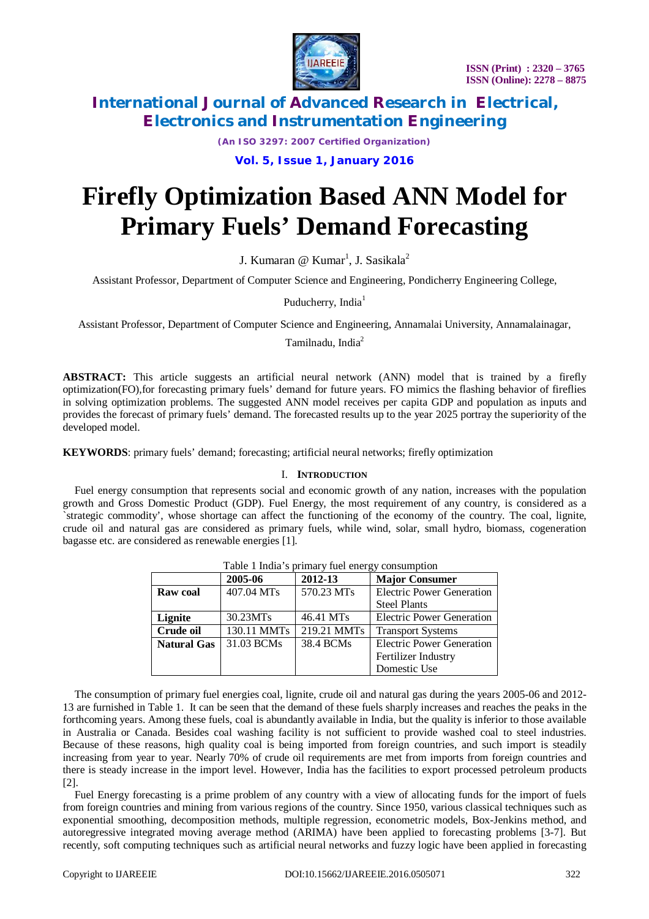# Firefly Optimization Based ANN Model for Primary Fuels' Demand Forecasting

J. Kumaran @ Kumar[1], J. Sasikala[2]

Assistant Professor, Department of Computer Science and Engineering, Pondicherry Engineering College, Puducherry, India[1]

Assistant Professor, Department of Computer Science and Engineering, Annamalai University, Annamalainagar, Tamilnadu, India[2]

**ABSTRACT:** This article suggests an artificial neural network (ANN) model that is trained by a firefly optimization(FO),for forecasting primary fuels' demand for future years. FO mimics the flashing behavior of fireflies in solving optimization problems. The suggested ANN model receives per capita GDP and population as inputs and provides the forecast of primary fuels' demand. The forecasted results up to the year 2025 portray the superiority of the developed model.

**KEYWORDS**: primary fuels' demand; forecasting; artificial neural networks; firefly optimization

## I. INTRODUCTION

Fuel energy consumption that represents social and economic growth of any nation, increases with the population growth and Gross Domestic Product (GDP). Fuel Energy, the most requirement of any country, is considered as a `strategic commodity', whose shortage can affect the functioning of the economy of the country. The coal, lignite, crude oil and natural gas are considered as primary fuels, while wind, solar, small hydro, biomass, cogeneration bagasse etc. are considered as renewable energies [1].

Table 1 India's primary fuel energy consumption

| | 2005-06 | 2012-13 | Major Consumer |
|---|---|---|---|
| **Raw coal** | 407.04 MTs | 570.23 MTs | Electric Power Generation<br>Steel Plants |
| **Lignite** | 30.23MTs | 46.41 MTs | Electric Power Generation |
| **Crude oil** | 130.11 MMTs | 219.21 MMTs | Transport Systems |
| **Natural Gas** | 31.03 BCMs | 38.4 BCMs | Electric Power Generation<br>Fertilizer Industry<br>Domestic Use |

The consumption of primary fuel energies coal, lignite, crude oil and natural gas during the years 2005-06 and 2012-13 are furnished in Table 1. It can be seen that the demand of these fuels sharply increases and reaches the peaks in the forthcoming years. Among these fuels, coal is abundantly available in India, but the quality is inferior to those available in Australia or Canada. Besides coal washing facility is not sufficient to provide washed coal to steel industries. Because of these reasons, high quality coal is being imported from foreign countries, and such import is steadily increasing from year to year. Nearly 70% of crude oil requirements are met from imports from foreign countries and there is steady increase in the import level. However, India has the facilities to export processed petroleum products [2].

Fuel Energy forecasting is a prime problem of any country with a view of allocating funds for the import of fuels from foreign countries and mining from various regions of the country. Since 1950, various classical techniques such as exponential smoothing, decomposition methods, multiple regression, econometric models, Box-Jenkins method, and autoregressive integrated moving average method (ARIMA) have been applied to forecasting problems [3-7]. But recently, soft computing techniques such as artificial neural networks and fuzzy logic have been applied in forecasting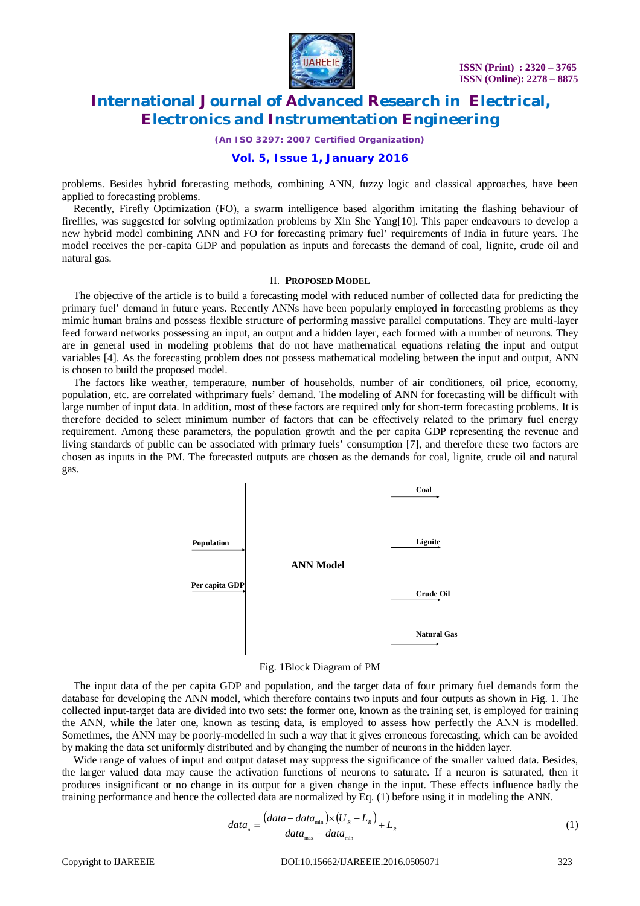problems. Besides hybrid forecasting methods, combining ANN, fuzzy logic and classical approaches, have been applied to forecasting problems.

Recently, Firefly Optimization (FO), a swarm intelligence based algorithm imitating the flashing behaviour of fireflies, was suggested for solving optimization problems by Xin She Yang[10]. This paper endeavours to develop a new hybrid model combining ANN and FO for forecasting primary fuel' requirements of India in future years. The model receives the per-capita GDP and population as inputs and forecasts the demand of coal, lignite, crude oil and natural gas.

## II. PROPOSED MODEL

The objective of the article is to build a forecasting model with reduced number of collected data for predicting the primary fuel' demand in future years. Recently ANNs have been popularly employed in forecasting problems as they mimic human brains and possess flexible structure of performing massive parallel computations. They are multi-layer feed forward networks possessing an input, an output and a hidden layer, each formed with a number of neurons. They are in general used in modeling problems that do not have mathematical equations relating the input and output variables [4]. As the forecasting problem does not possess mathematical modeling between the input and output, ANN is chosen to build the proposed model.

The factors like weather, temperature, number of households, number of air conditioners, oil price, economy, population, etc. are correlated withprimary fuels' demand. The modeling of ANN for forecasting will be difficult with large number of input data. In addition, most of these factors are required only for short-term forecasting problems. It is therefore decided to select minimum number of factors that can be effectively related to the primary fuel energy requirement. Among these parameters, the population growth and the per capita GDP representing the revenue and living standards of public can be associated with primary fuels' consumption [7], and therefore these two factors are chosen as inputs in the PM. The forecasted outputs are chosen as the demands for coal, lignite, crude oil and natural gas.

Population → ANN Model → Coal
Per capita GDP → ANN Model → Lignite, Crude Oil, Natural Gas

Fig. 1Block Diagram of PM

The input data of the per capita GDP and population, and the target data of four primary fuel demands form the database for developing the ANN model, which therefore contains two inputs and four outputs as shown in Fig. 1. The collected input-target data are divided into two sets: the former one, known as the training set, is employed for training the ANN, while the later one, known as testing data, is employed to assess how perfectly the ANN is modelled. Sometimes, the ANN may be poorly-modelled in such a way that it gives erroneous forecasting, which can be avoided by making the data set uniformly distributed and by changing the number of neurons in the hidden layer.

Wide range of values of input and output dataset may suppress the significance of the smaller valued data. Besides, the larger valued data may cause the activation functions of neurons to saturate. If a neuron is saturated, then it produces insignificant or no change in its output for a given change in the input. These effects influence badly the training performance and hence the collected data are normalized by Eq. (1) before using it in modeling the ANN.

$$data_n = \frac{(data - data_{\min}) \times (U_R - L_R)}{data_{\max} - data_{\min}} + L_R \tag{1}$$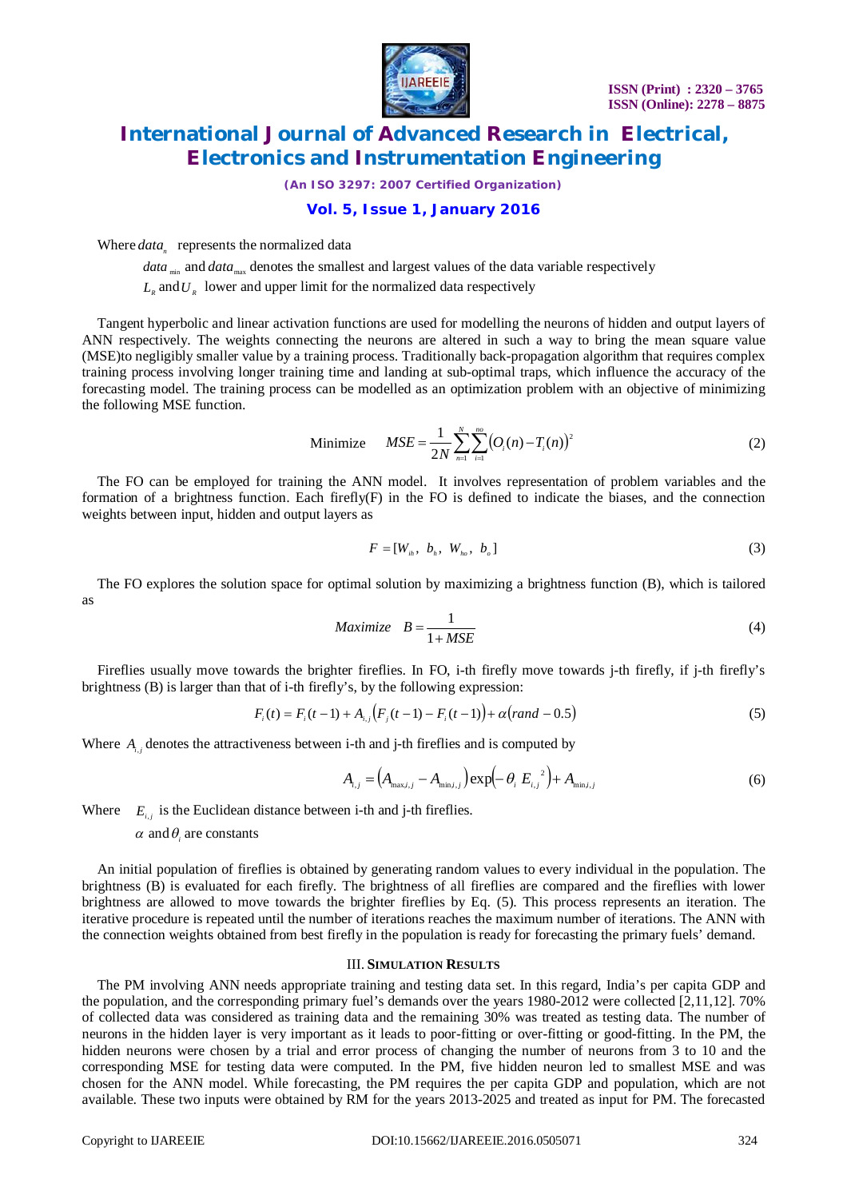Where $data_n$ represents the normalized data

$data_{min}$ and $data_{max}$ denotes the smallest and largest values of the data variable respectively

$L_R$ and $U_R$ lower and upper limit for the normalized data respectively

Tangent hyperbolic and linear activation functions are used for modelling the neurons of hidden and output layers of ANN respectively. The weights connecting the neurons are altered in such a way to bring the mean square value (MSE)to negligibly smaller value by a training process. Traditionally back-propagation algorithm that requires complex training process involving longer training time and landing at sub-optimal traps, which influence the accuracy of the forecasting model. The training process can be modelled as an optimization problem with an objective of minimizing the following MSE function.

$$\text{Minimize} \quad MSE = \frac{1}{2N}\sum_{n=1}^{N}\sum_{i=1}^{no}\left(O_i(n) - T_i(n)\right)^2 \tag{2}$$

The FO can be employed for training the ANN model. It involves representation of problem variables and the formation of a brightness function. Each firefly(F) in the FO is defined to indicate the biases, and the connection weights between input, hidden and output layers as

$$F = [W_{ih},\ b_h,\ W_{ho},\ b_o] \tag{3}$$

The FO explores the solution space for optimal solution by maximizing a brightness function (B), which is tailored as

$$Maximize \quad B = \frac{1}{1 + MSE} \tag{4}$$

Fireflies usually move towards the brighter fireflies. In FO, i-th firefly move towards j-th firefly, if j-th firefly's brightness (B) is larger than that of i-th firefly's, by the following expression:

$$F_i(t) = F_i(t-1) + A_{i,j}\left(F_j(t-1) - F_i(t-1)\right) + \alpha\left(rand - 0.5\right) \tag{5}$$

Where $A_{i,j}$ denotes the attractiveness between i-th and j-th fireflies and is computed by

$$A_{i,j} = \left(A_{\max i,j} - A_{\min i,j}\right)\exp\left(-\theta_i\, E_{i,j}^{\ 2}\right) + A_{\min i,j} \tag{6}$$

Where $E_{i,j}$ is the Euclidean distance between i-th and j-th fireflies.

$\alpha$ and $\theta_i$ are constants

An initial population of fireflies is obtained by generating random values to every individual in the population. The brightness (B) is evaluated for each firefly. The brightness of all fireflies are compared and the fireflies with lower brightness are allowed to move towards the brighter fireflies by Eq. (5). This process represents an iteration. The iterative procedure is repeated until the number of iterations reaches the maximum number of iterations. The ANN with the connection weights obtained from best firefly in the population is ready for forecasting the primary fuels' demand.

## III. Simulation Results

The PM involving ANN needs appropriate training and testing data set. In this regard, India's per capita GDP and the population, and the corresponding primary fuel's demands over the years 1980-2012 were collected [2,11,12]. 70% of collected data was considered as training data and the remaining 30% was treated as testing data. The number of neurons in the hidden layer is very important as it leads to poor-fitting or over-fitting or good-fitting. In the PM, the hidden neurons were chosen by a trial and error process of changing the number of neurons from 3 to 10 and the corresponding MSE for testing data were computed. In the PM, five hidden neuron led to smallest MSE and was chosen for the ANN model. While forecasting, the PM requires the per capita GDP and population, which are not available. These two inputs were obtained by RM for the years 2013-2025 and treated as input for PM. The forecasted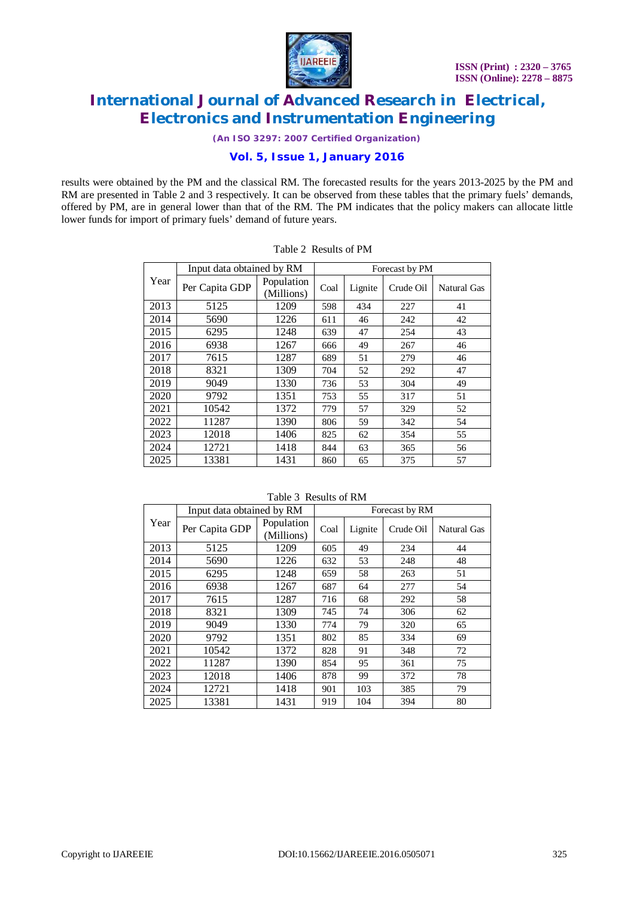results were obtained by the PM and the classical RM. The forecasted results for the years 2013-2025 by the PM and RM are presented in Table 2 and 3 respectively. It can be observed from these tables that the primary fuels' demands, offered by PM, are in general lower than that of the RM. The PM indicates that the policy makers can allocate little lower funds for import of primary fuels' demand of future years.

Table 2 Results of PM

| Year | Input data obtained by RM | | Forecast by PM | | | |
|---|---|---|---|---|---|---|
| | Per Capita GDP | Population (Millions) | Coal | Lignite | Crude Oil | Natural Gas |
| 2013 | 5125 | 1209 | 598 | 434 | 227 | 41 |
| 2014 | 5690 | 1226 | 611 | 46 | 242 | 42 |
| 2015 | 6295 | 1248 | 639 | 47 | 254 | 43 |
| 2016 | 6938 | 1267 | 666 | 49 | 267 | 46 |
| 2017 | 7615 | 1287 | 689 | 51 | 279 | 46 |
| 2018 | 8321 | 1309 | 704 | 52 | 292 | 47 |
| 2019 | 9049 | 1330 | 736 | 53 | 304 | 49 |
| 2020 | 9792 | 1351 | 753 | 55 | 317 | 51 |
| 2021 | 10542 | 1372 | 779 | 57 | 329 | 52 |
| 2022 | 11287 | 1390 | 806 | 59 | 342 | 54 |
| 2023 | 12018 | 1406 | 825 | 62 | 354 | 55 |
| 2024 | 12721 | 1418 | 844 | 63 | 365 | 56 |
| 2025 | 13381 | 1431 | 860 | 65 | 375 | 57 |

Table 3 Results of RM

| Year | Input data obtained by RM | | Forecast by RM | | | |
|---|---|---|---|---|---|---|
| | Per Capita GDP | Population (Millions) | Coal | Lignite | Crude Oil | Natural Gas |
| 2013 | 5125 | 1209 | 605 | 49 | 234 | 44 |
| 2014 | 5690 | 1226 | 632 | 53 | 248 | 48 |
| 2015 | 6295 | 1248 | 659 | 58 | 263 | 51 |
| 2016 | 6938 | 1267 | 687 | 64 | 277 | 54 |
| 2017 | 7615 | 1287 | 716 | 68 | 292 | 58 |
| 2018 | 8321 | 1309 | 745 | 74 | 306 | 62 |
| 2019 | 9049 | 1330 | 774 | 79 | 320 | 65 |
| 2020 | 9792 | 1351 | 802 | 85 | 334 | 69 |
| 2021 | 10542 | 1372 | 828 | 91 | 348 | 72 |
| 2022 | 11287 | 1390 | 854 | 95 | 361 | 75 |
| 2023 | 12018 | 1406 | 878 | 99 | 372 | 78 |
| 2024 | 12721 | 1418 | 901 | 103 | 385 | 79 |
| 2025 | 13381 | 1431 | 919 | 104 | 394 | 80 |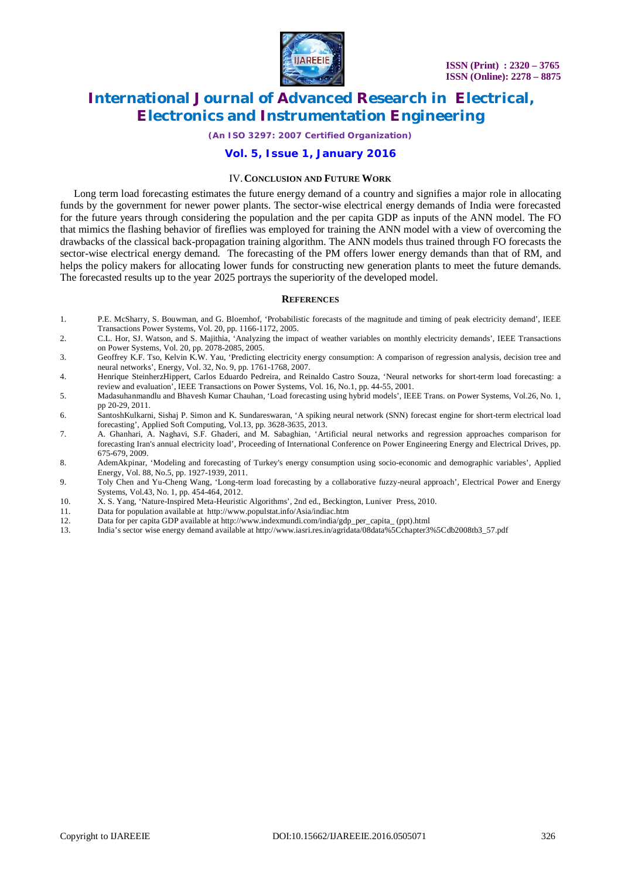## IV. CONCLUSION AND FUTURE WORK

Long term load forecasting estimates the future energy demand of a country and signifies a major role in allocating funds by the government for newer power plants. The sector-wise electrical energy demands of India were forecasted for the future years through considering the population and the per capita GDP as inputs of the ANN model. The FO that mimics the flashing behavior of fireflies was employed for training the ANN model with a view of overcoming the drawbacks of the classical back-propagation training algorithm. The ANN models thus trained through FO forecasts the sector-wise electrical energy demand. The forecasting of the PM offers lower energy demands than that of RM, and helps the policy makers for allocating lower funds for constructing new generation plants to meet the future demands. The forecasted results up to the year 2025 portrays the superiority of the developed model.

## REFERENCES

1. P.E. McSharry, S. Bouwman, and G. Bloemhof, 'Probabilistic forecasts of the magnitude and timing of peak electricity demand', IEEE Transactions Power Systems, Vol. 20, pp. 1166-1172, 2005.
2. C.L. Hor, SJ. Watson, and S. Majithia, 'Analyzing the impact of weather variables on monthly electricity demands', IEEE Transactions on Power Systems, Vol. 20, pp. 2078-2085, 2005.
3. Geoffrey K.F. Tso, Kelvin K.W. Yau, 'Predicting electricity energy consumption: A comparison of regression analysis, decision tree and neural networks', Energy, Vol. 32, No. 9, pp. 1761-1768, 2007.
4. Henrique SteinherzHippert, Carlos Eduardo Pedreira, and Reinaldo Castro Souza, 'Neural networks for short-term load forecasting: a review and evaluation', IEEE Transactions on Power Systems, Vol. 16, No.1, pp. 44-55, 2001.
5. Madasuhanmandlu and Bhavesh Kumar Chauhan, 'Load forecasting using hybrid models', IEEE Trans. on Power Systems, Vol.26, No. 1, pp 20-29, 2011.
6. SantoshKulkarni, Sishaj P. Simon and K. Sundareswaran, 'A spiking neural network (SNN) forecast engine for short-term electrical load forecasting', Applied Soft Computing, Vol.13, pp. 3628-3635, 2013.
7. A. Ghanhari, A. Naghavi, S.F. Ghaderi, and M. Sabaghian, 'Artificial neural networks and regression approaches comparison for forecasting Iran's annual electricity load', Proceeding of International Conference on Power Engineering Energy and Electrical Drives, pp. 675-679, 2009.
8. AdemAkpinar, 'Modeling and forecasting of Turkey's energy consumption using socio-economic and demographic variables', Applied Energy, Vol. 88, No.5, pp. 1927-1939, 2011.
9. Toly Chen and Yu-Cheng Wang, 'Long-term load forecasting by a collaborative fuzzy-neural approach', Electrical Power and Energy Systems, Vol.43, No. 1, pp. 454-464, 2012.
10. X. S. Yang, 'Nature-Inspired Meta-Heuristic Algorithms', 2nd ed., Beckington, Luniver Press, 2010.
11. Data for population available at http://www.populstat.info/Asia/indiac.htm
12. Data for per capita GDP available at http://www.indexmundi.com/india/gdp_per_capita_ (ppt).html
13. India's sector wise energy demand available at http://www.iasri.res.in/agridata/08data%5Cchapter3%5Cdb2008tb3_57.pdf